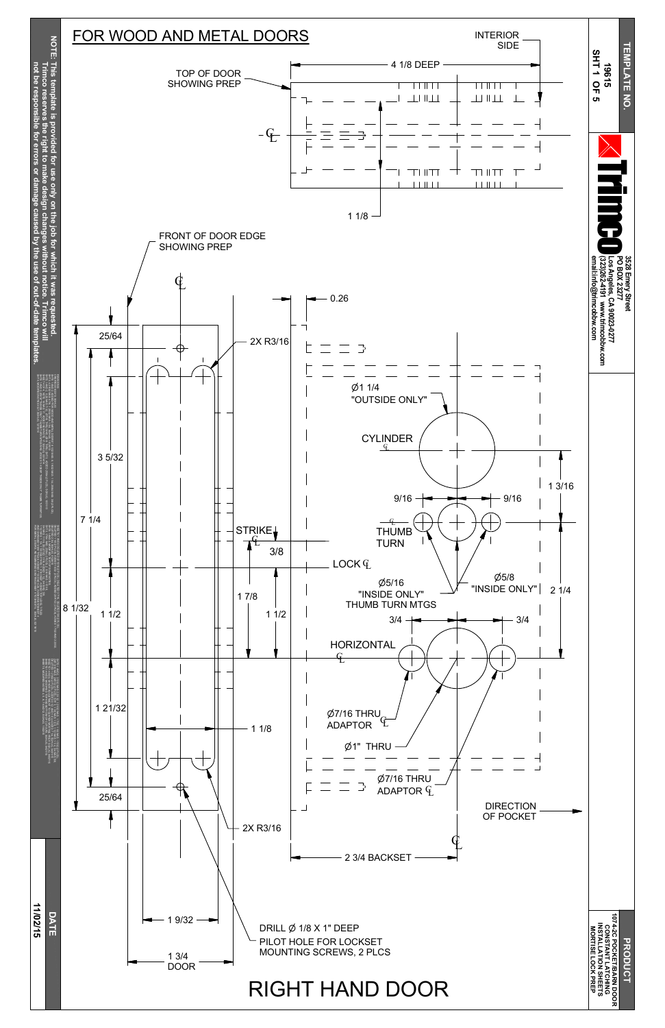# FOR WOOD AND METAL DOORS

TEMPLATE NO. 19615

Trimco
3528 Emery Street
PO BOX 23277
Los Angeles, CA 90023-0277
(323)262-4191 www.trimcobbw.com
email:info@trimcobbw.com

NOTE: This template is provided for use only on the job for which it was requested. Trimco reserves the right to make design changes without notice. Trimco will not be responsible for errors or damage caused by the use of out-of-date templates.

TOP OF DOOR SHOWING PREP

INTERIOR SIDE

4 1/8 DEEP

1 1/8

FRONT OF DOOR EDGE SHOWING PREP

0.26

25/64

2X R3/16

Ø1 1/4 "OUTSIDE ONLY"

CYLINDER

3 5/32

1 3/16

9/16

9/16

7 1/4

THUMB TURN

STRIKE

3/8

LOCK

Ø5/16 "INSIDE ONLY" THUMB TURN MTGS

Ø5/8 "INSIDE ONLY"

1 7/8

2 1/4

8 1/32

1 1/2

1 1/2

3/4

3/4

HORIZONTAL

1 21/32

Ø7/16 THRU ADAPTOR

1 1/8

Ø1" THRU

Ø7/16 THRU ADAPTOR

25/64

DIRECTION OF POCKET

2X R3/16

2 3/4 BACKSET

1 9/32

DRILL Ø 1/8 X 1" DEEP PILOT HOLE FOR LOCKSET MOUNTING SCREWS, 2 PLCS

1 3/4 DOOR

# RIGHT HAND DOOR

DATE 11/02/15

PRODUCT
1074-2C POCKET/BARN DOOR CONSTANT LATCHING INSTALLATION SHEETS MORTISE LOCK PREP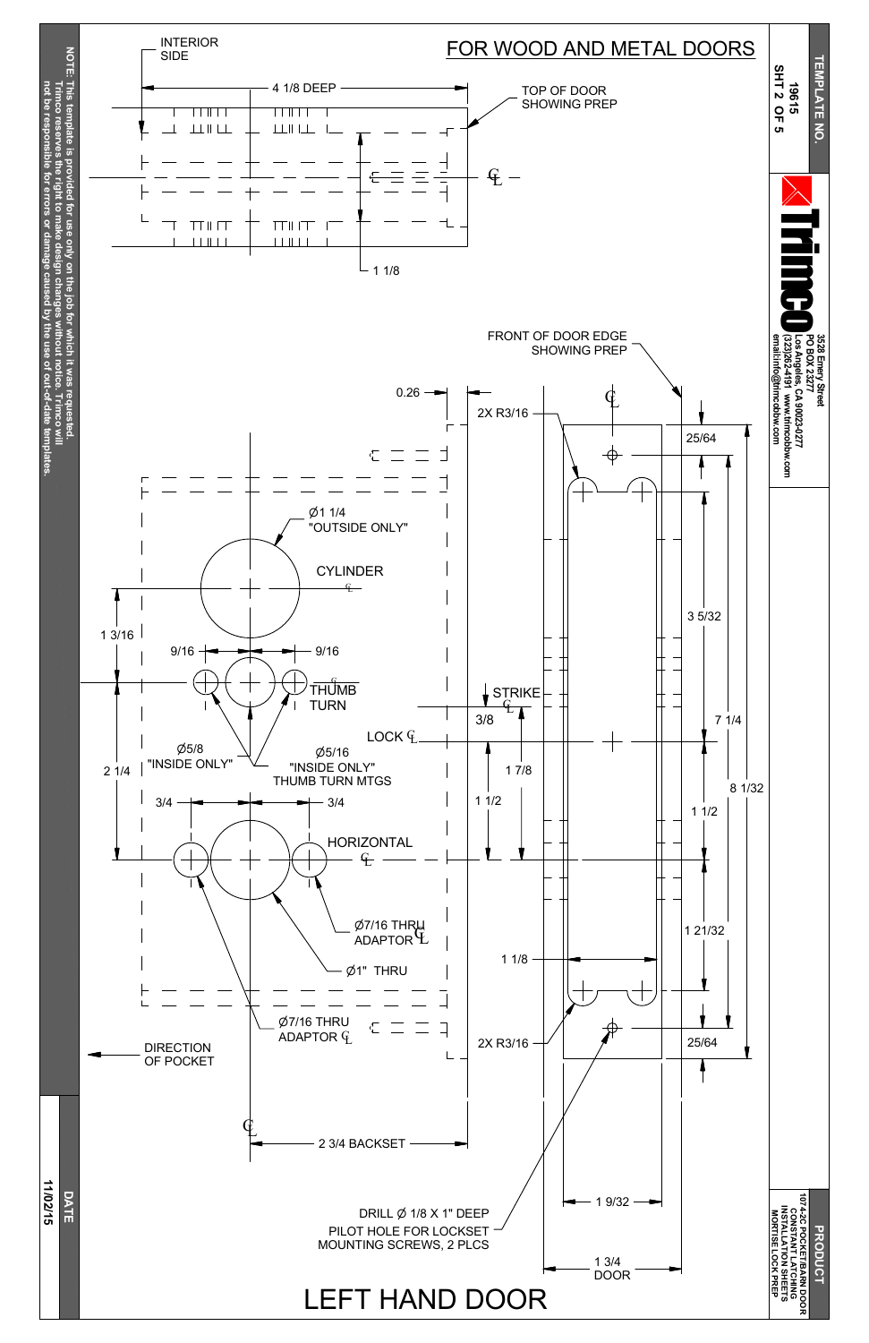# FOR WOOD AND METAL DOORS

INTERIOR SIDE

4 1/8 DEEP

TOP OF DOOR SHOWING PREP

℄

1 1/8

FRONT OF DOOR EDGE SHOWING PREP

0.26

2X R3/16

℄

25/64

Ø1 1/4 "OUTSIDE ONLY"

CYLINDER ℄

3 5/32

1 3/16

9/16

9/16

THUMB TURN ℄

STRIKE ℄

3/8

7 1/4

LOCK ℄

Ø5/8 "INSIDE ONLY"

Ø5/16 "INSIDE ONLY" THUMB TURN MTGS

1 7/8

2 1/4

8 1/32

3/4

3/4

1 1/2

1 1/2

HORIZONTAL ℄

Ø7/16 THRU ADAPTOR ℄

1 21/32

Ø1" THRU

1 1/8

Ø7/16 THRU ADAPTOR ℄

2X R3/16

25/64

DIRECTION OF POCKET

℄

2 3/4 BACKSET

DRILL Ø 1/8 X 1" DEEP PILOT HOLE FOR LOCKSET MOUNTING SCREWS, 2 PLCS

1 9/32

1 3/4 DOOR

# LEFT HAND DOOR

NOTE: This template is provided for use only on the job for which it was requested. Trimco reserves the right to make design changes without notice. Trimco will not be responsible for errors or damage caused by the use of out-of-date templates.

DATE 11/02/15

TEMPLATE NO. 19615 SHT 2 OF 5

Trimco
3528 Emery Street
PO BOX 23277
Los Angeles, CA 90023-0277
(323)262-4191 www.trimcobbw.com
email:info@trimcobbw.com

PRODUCT
1074-2C POCKET/BARN DOOR CONSTANT LATCHING INSTALLATION SHEETS MORTISE LOCK PREP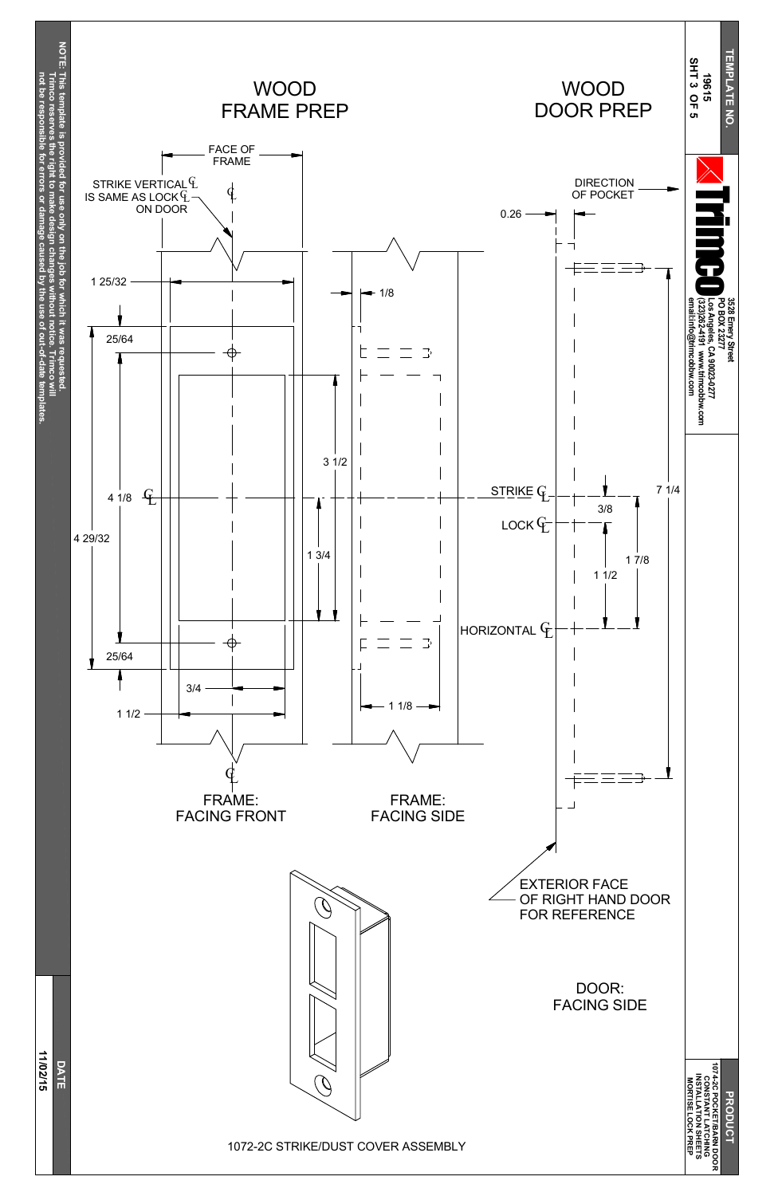TEMPLATE NO.

19615
SHT 3 OF 5

Trimco
3528 Emery Street
PO BOX 23277
Los Angeles, CA 90023-0277
(323)262-4191 www.trimcobbw.com
email:info@trimcobbw.com

# WOOD FRAME PREP

# WOOD DOOR PREP

FACE OF FRAME

STRIKE VERTICAL ℄ IS SAME AS LOCK ℄ ON DOOR

1 25/32

1/8

25/64

3 1/2

4 1/8 ℄

4 29/32

1 3/4

25/64

3/4

1 1/2

1 1/8

FRAME: FACING FRONT

FRAME: FACING SIDE

DIRECTION OF POCKET

0.26

STRIKE ℄

LOCK ℄

HORIZONTAL ℄

3/8

1 7/8

1 1/2

7 1/4

EXTERIOR FACE OF RIGHT HAND DOOR FOR REFERENCE

DOOR: FACING SIDE

1072-2C STRIKE/DUST COVER ASSEMBLY

NOTE: This template is provided for use only on the job for which it was requested. Trimco reserves the right to make design changes without notice. Trimco will not be responsible for errors or damage caused by the use of out-of-date templates.

DATE
11/02/15

PRODUCT
1074-2C POCKET/BARN DOOR CONSTANT LATCHING INSTALLATION SHEETS MORTISE LOCK PREP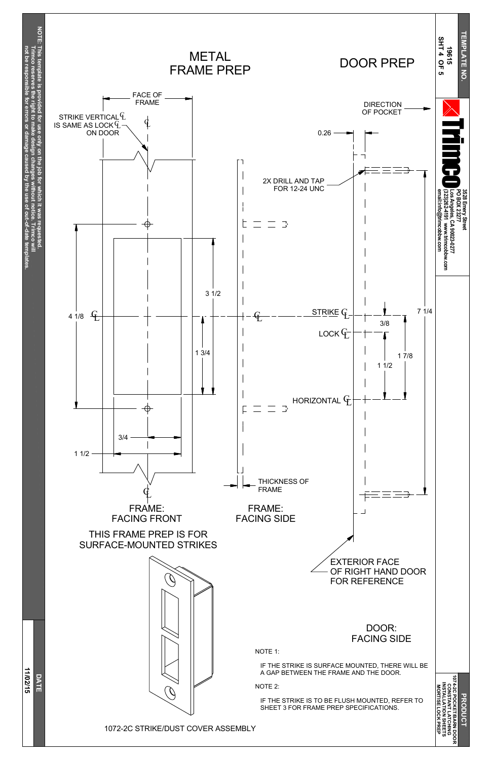# METAL FRAME PREP

# DOOR PREP

FACE OF FRAME

STRIKE VERTICAL ℄ IS SAME AS LOCK ℄ ON DOOR

DIRECTION OF POCKET

0.26

2X DRILL AND TAP FOR 12-24 UNC

4 1/8

3 1/2

1 3/4

3/4

1 1/2

STRIKE ℄

LOCK ℄

HORIZONTAL ℄

3/8

1 1/2

1 7/8

7 1/4

THICKNESS OF FRAME

FRAME: FACING FRONT

FRAME: FACING SIDE

THIS FRAME PREP IS FOR SURFACE-MOUNTED STRIKES

EXTERIOR FACE OF RIGHT HAND DOOR FOR REFERENCE

DOOR: FACING SIDE

NOTE 1:

IF THE STRIKE IS SURFACE MOUNTED, THERE WILL BE A GAP BETWEEN THE FRAME AND THE DOOR.

NOTE 2:

IF THE STRIKE IS TO BE FLUSH MOUNTED, REFER TO SHEET 3 FOR FRAME PREP SPECIFICATIONS.

1072-2C STRIKE/DUST COVER ASSEMBLY

NOTE: This template is provided for use only on the job for which it was requested. Trimco reserves the right to make design changes without notice. Trimco will not be responsible for errors or damage caused by the use of out-of-date templates.

DATE: 11/02/15

TEMPLATE NO. 19615 SHT 4 OF 5

Trimco
3528 Emery Street
PO BOX 23277
Los Angeles, CA 90023-0277
(323)262-4191 www.trimcobbw.com
email:info@trimcobbw.com

PRODUCT: 1074-2C POCKET/BARN DOOR CONSTANT LATCHING INSTALLATION SHEETS MORTISE LOCK PREP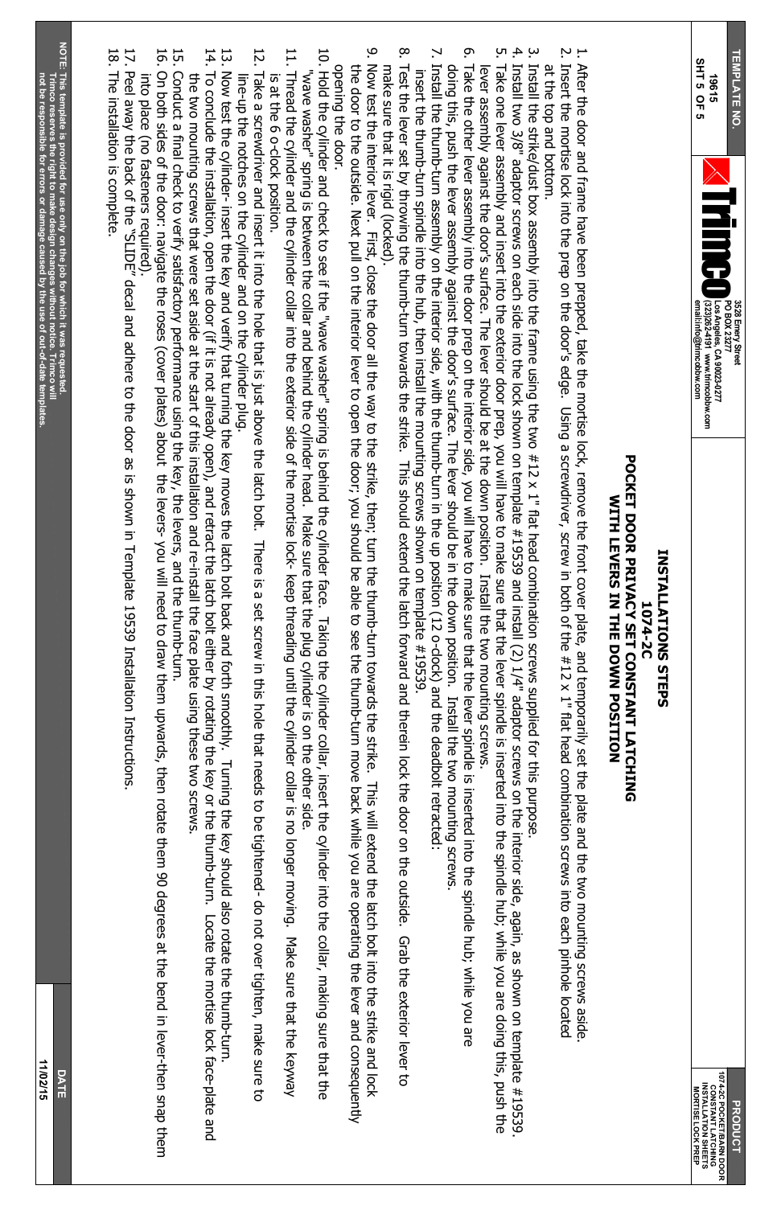# INSTALLATIONS STEPS
## 1074-2C
## POCKET DOOR PRIVACY SET CONSTANT LATCHING
## WITH LEVERS IN THE DOWN POSITION

1. After the door and frame have been prepped, take the mortise lock, remove the front cover plate, and temporarily set the plate and the two mounting screws aside.
2. Insert the mortise lock into the prep on the door's edge. Using a screwdriver, screw in both of the #12 x 1" flat head combination screws into each pinhole located at the top and bottom.
3. Install the strike/dust box assembly into the frame using the two #12 x 1" flat head combination screws supplied for this purpose.
4. Install two 3/8" adaptor screws on each side into the lock shown on template #19539 and install (2) 1/4" adaptor screws on the interior side, again, as shown on template #19539.
5. Take one lever assembly and insert into the exterior door prep, you will have to make sure that the lever spindle is inserted into the spindle hub; while you are doing this, push the lever assembly against the door's surface. The lever should be at the down position. Install the two mounting screws.
6. Take the other lever assembly into the door prep on the interior side, you will have to make sure that the lever spindle is inserted into the spindle hub; while you are doing this, push the lever assembly against the door's surface. The lever should be in the down position. Install the two mounting screws.
7. Install the thumb-turn assembly on the interior side, with the thumb-turn in the up position (12 o-clock) and the deadbolt retracted: insert the thumb-turn spindle into the hub, then install the mounting screws shown on template #19539.
8. Test the lever set by throwing the thumb-turn towards the strike. This should extend the latch forward and therein lock the door on the outside. Grab the exterior lever to make sure that it is rigid (locked).
9. Now test the interior lever. First, close the door all the way to the strike, then; turn the thumb-turn towards the strike. This will extend the latch bolt into the strike and lock the door to the outside. Next pull on the interior lever to open the door; you should be able to see the thumb-turn move back while you are operating the lever and consequently opening the door.
10. Hold the cylinder and check to see if the "wave washer" spring is behind the cylinder face. Taking the cylinder collar, insert the cylinder into the collar, making sure that the "wave washer" spring is between the collar and behind the cylinder head. Make sure that the plug cylinder is on the other side.
11. Thread the cylinder and the cylinder collar into the exterior side of the mortise lock- keep threading until the cylinder collar is no longer moving. Make sure that the keyway is at the 6 o-clock position.
12. Take a screwdriver and insert it into the hole that is just above the latch bolt. There is a set screw in this hole that needs to be tightened- do not over tighten, make sure to line-up the notches on the cylinder and on the cylinder plug.
13. Now test the cylinder- insert the key and verify that turning the key moves the latch bolt back and forth smoothly. Turning the key should also rotate the thumb-turn.
14. To conclude the installation, open the door (if it is not already open), and retract the latch bolt either by rotating the key or the thumb-turn. Locate the mortise lock face-plate and the two mounting screws that were set aside at the start of this installation and re-install the face plate using these two screws.
15. Conduct a final check to verify satisfactory performance using the key, the levers, and the thumb-turn.
16. On both sides of the door: navigate the roses (cover plates) about the levers- you will need to draw them upwards, then rotate them 90 degrees at the bend in lever-then snap them into place (no fasteners required).
17. Peel away the back of the "SLIDE" decal and adhere to the door as is shown in Template 19539 Installation Instructions.
18. The installation is complete.

TEMPLATE NO. 19615 SHT 5 OF 5

Trimco — 3528 Emery Street, PO BOX 23277, Los Angeles, CA 90023-0277, (323)262-4191 www.trimcobbw.com, email:info@trimcobbw.com

PRODUCT: 1074-2C POCKET/BARN DOOR CONSTANT LATCHING INSTALLATION SHEETS MORTISE LOCK PREP

DATE: 11/02/15

NOTE: This template is provided for use only on the job for which it was requested. Trimco reserves the right to make design changes without notice. Trimco will not be responsible for errors or damage caused by the use of out-of-date templates.